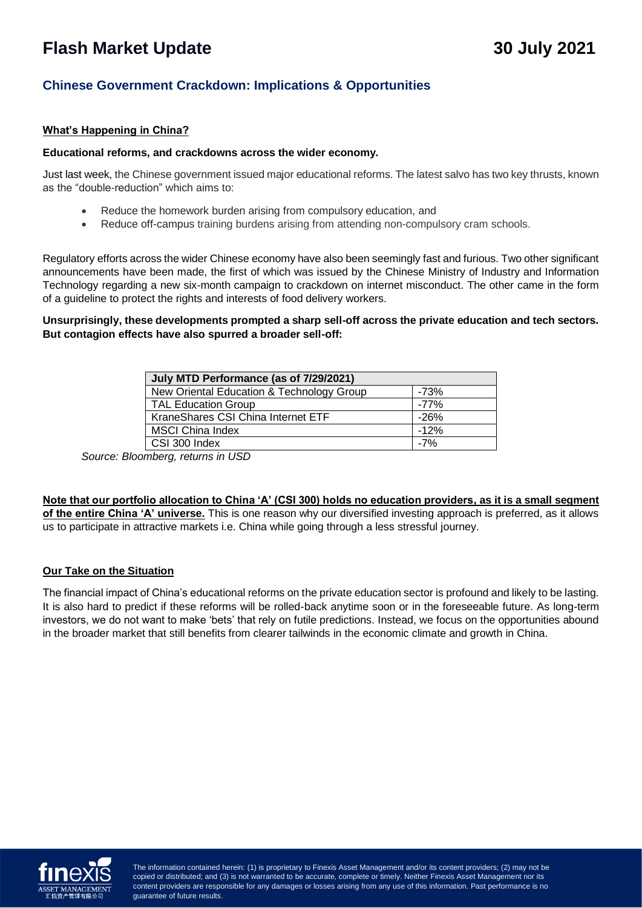# Flash Market Update

**30 July 2021**

## Chinese Government Crackdown: Implications & Opportunities

**What's Happening in China?**

**Educational reforms, and crackdowns across the wider economy.**

Just last week, the Chinese government issued major educational reforms. The latest salvo has two key thrusts, known as the "double-reduction" which aims to:

- Reduce the homework burden arising from compulsory education, and
- Reduce off-campus training burdens arising from attending non-compulsory cram schools.

Regulatory efforts across the wider Chinese economy have also been seemingly fast and furious. Two other significant announcements have been made, the first of which was issued by the Chinese Ministry of Industry and Information Technology regarding a new six-month campaign to crackdown on internet misconduct. The other came in the form of a guideline to protect the rights and interests of food delivery workers.

**Unsurprisingly, these developments prompted a sharp sell-off across the private education and tech sectors. But contagion effects have also spurred a broader sell-off:**

| July MTD Performance (as of 7/29/2021) | |
|---|---|
| New Oriental Education & Technology Group | -73% |
| TAL Education Group | -77% |
| KraneShares CSI China Internet ETF | -26% |
| MSCI China Index | -12% |
| CSI 300 Index | -7% |

*Source: Bloomberg, returns in USD*

**Note that our portfolio allocation to China 'A' (CSI 300) holds no education providers, as it is a small segment of the entire China 'A' universe.** This is one reason why our diversified investing approach is preferred, as it allows us to participate in attractive markets i.e. China while going through a less stressful journey.

**Our Take on the Situation**

The financial impact of China's educational reforms on the private education sector is profound and likely to be lasting. It is also hard to predict if these reforms will be rolled-back anytime soon or in the foreseeable future. As long-term investors, we do not want to make 'bets' that rely on futile predictions. Instead, we focus on the opportunities abound in the broader market that still benefits from clearer tailwinds in the economic climate and growth in China.

The information contained herein: (1) is proprietary to Finexis Asset Management and/or its content providers; (2) may not be copied or distributed; and (3) is not warranted to be accurate, complete or timely. Neither Finexis Asset Management nor its content providers are responsible for any damages or losses arising from any use of this information. Past performance is no guarantee of future results.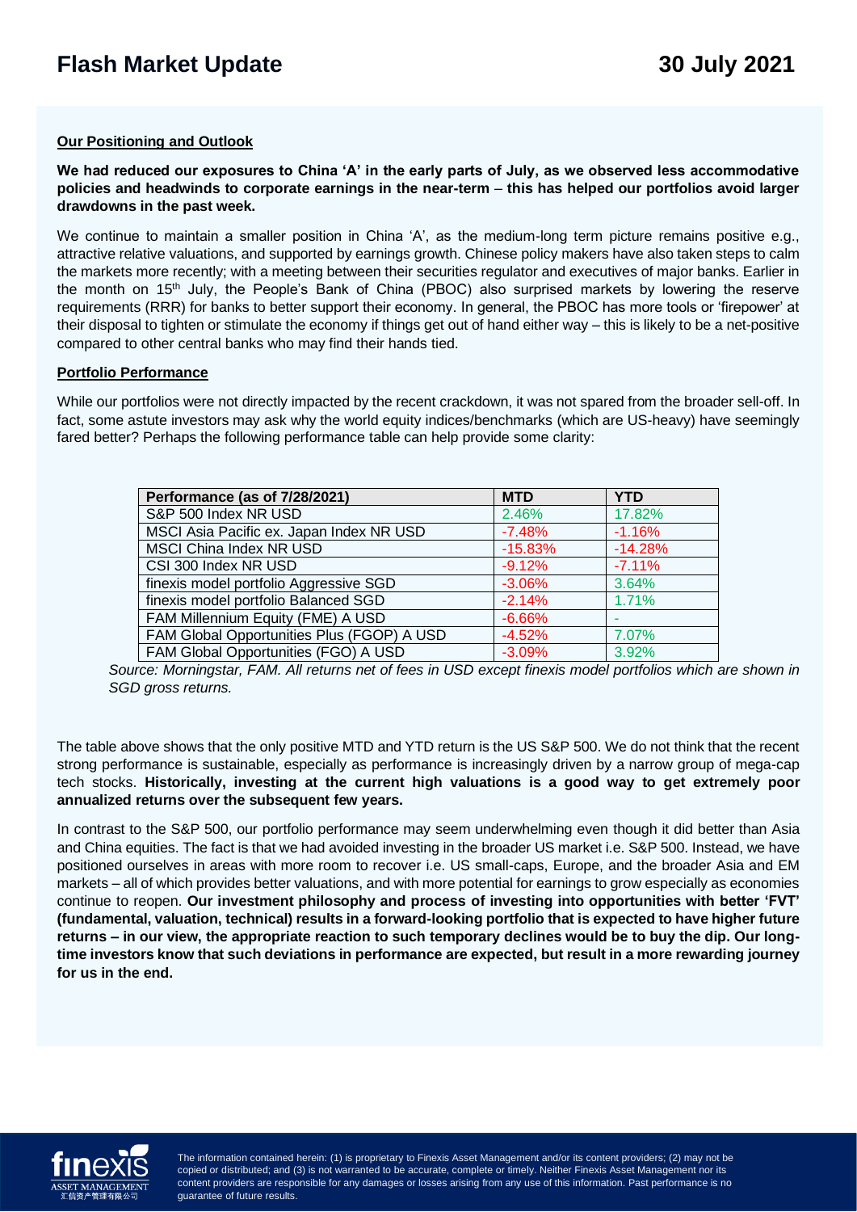# Flash Market Update

**30 July 2021**

**Our Positioning and Outlook**

**We had reduced our exposures to China 'A' in the early parts of July, as we observed less accommodative policies and headwinds to corporate earnings in the near-term – this has helped our portfolios avoid larger drawdowns in the past week.**

We continue to maintain a smaller position in China 'A', as the medium-long term picture remains positive e.g., attractive relative valuations, and supported by earnings growth. Chinese policy makers have also taken steps to calm the markets more recently; with a meeting between their securities regulator and executives of major banks. Earlier in the month on 15th July, the People's Bank of China (PBOC) also surprised markets by lowering the reserve requirements (RRR) for banks to better support their economy. In general, the PBOC has more tools or 'firepower' at their disposal to tighten or stimulate the economy if things get out of hand either way – this is likely to be a net-positive compared to other central banks who may find their hands tied.

**Portfolio Performance**

While our portfolios were not directly impacted by the recent crackdown, it was not spared from the broader sell-off. In fact, some astute investors may ask why the world equity indices/benchmarks (which are US-heavy) have seemingly fared better? Perhaps the following performance table can help provide some clarity:

| Performance (as of 7/28/2021) | MTD | YTD |
|---|---|---|
| S&P 500 Index NR USD | 2.46% | 17.82% |
| MSCI Asia Pacific ex. Japan Index NR USD | -7.48% | -1.16% |
| MSCI China Index NR USD | -15.83% | -14.28% |
| CSI 300 Index NR USD | -9.12% | -7.11% |
| finexis model portfolio Aggressive SGD | -3.06% | 3.64% |
| finexis model portfolio Balanced SGD | -2.14% | 1.71% |
| FAM Millennium Equity (FME) A USD | -6.66% | - |
| FAM Global Opportunities Plus (FGOP) A USD | -4.52% | 7.07% |
| FAM Global Opportunities (FGO) A USD | -3.09% | 3.92% |

*Source: Morningstar, FAM. All returns net of fees in USD except finexis model portfolios which are shown in SGD gross returns.*

The table above shows that the only positive MTD and YTD return is the US S&P 500. We do not think that the recent strong performance is sustainable, especially as performance is increasingly driven by a narrow group of mega-cap tech stocks. **Historically, investing at the current high valuations is a good way to get extremely poor annualized returns over the subsequent few years.**

In contrast to the S&P 500, our portfolio performance may seem underwhelming even though it did better than Asia and China equities. The fact is that we had avoided investing in the broader US market i.e. S&P 500. Instead, we have positioned ourselves in areas with more room to recover i.e. US small-caps, Europe, and the broader Asia and EM markets – all of which provides better valuations, and with more potential for earnings to grow especially as economies continue to reopen. **Our investment philosophy and process of investing into opportunities with better 'FVT' (fundamental, valuation, technical) results in a forward-looking portfolio that is expected to have higher future returns – in our view, the appropriate reaction to such temporary declines would be to buy the dip. Our long-time investors know that such deviations in performance are expected, but result in a more rewarding journey for us in the end.**

The information contained herein: (1) is proprietary to Finexis Asset Management and/or its content providers; (2) may not be copied or distributed; and (3) is not warranted to be accurate, complete or timely. Neither Finexis Asset Management nor its content providers are responsible for any damages or losses arising from any use of this information. Past performance is no guarantee of future results.